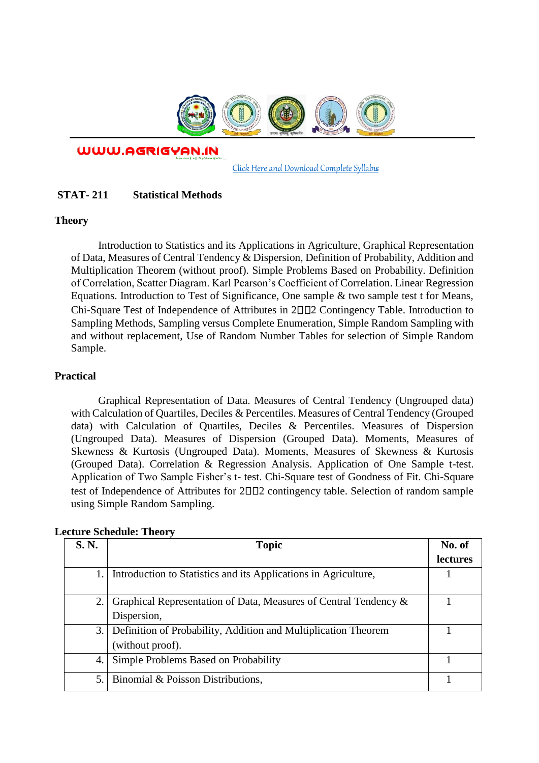WWW.AGRIGYAN.IN

Click Here and Download Complete Syllabus

**STAT- 211 Statistical Methods**

**Theory**

Introduction to Statistics and its Applications in Agriculture, Graphical Representation of Data, Measures of Central Tendency & Dispersion, Definition of Probability, Addition and Multiplication Theorem (without proof). Simple Problems Based on Probability. Definition of Correlation, Scatter Diagram. Karl Pearson's Coefficient of Correlation. Linear Regression Equations. Introduction to Test of Significance, One sample & two sample test t for Means, Chi-Square Test of Independence of Attributes in 2□□2 Contingency Table. Introduction to Sampling Methods, Sampling versus Complete Enumeration, Simple Random Sampling with and without replacement, Use of Random Number Tables for selection of Simple Random Sample.

**Practical**

Graphical Representation of Data. Measures of Central Tendency (Ungrouped data) with Calculation of Quartiles, Deciles & Percentiles. Measures of Central Tendency (Grouped data) with Calculation of Quartiles, Deciles & Percentiles. Measures of Dispersion (Ungrouped Data). Measures of Dispersion (Grouped Data). Moments, Measures of Skewness & Kurtosis (Ungrouped Data). Moments, Measures of Skewness & Kurtosis (Grouped Data). Correlation & Regression Analysis. Application of One Sample t-test. Application of Two Sample Fisher's t- test. Chi-Square test of Goodness of Fit. Chi-Square test of Independence of Attributes for 2□□2 contingency table. Selection of random sample using Simple Random Sampling.

**Lecture Schedule: Theory**

| S. N. | Topic | No. of lectures |
|---|---|---|
| 1. | Introduction to Statistics and its Applications in Agriculture, | 1 |
| 2. | Graphical Representation of Data, Measures of Central Tendency & Dispersion, | 1 |
| 3. | Definition of Probability, Addition and Multiplication Theorem (without proof). | 1 |
| 4. | Simple Problems Based on Probability | 1 |
| 5. | Binomial & Poisson Distributions, | 1 |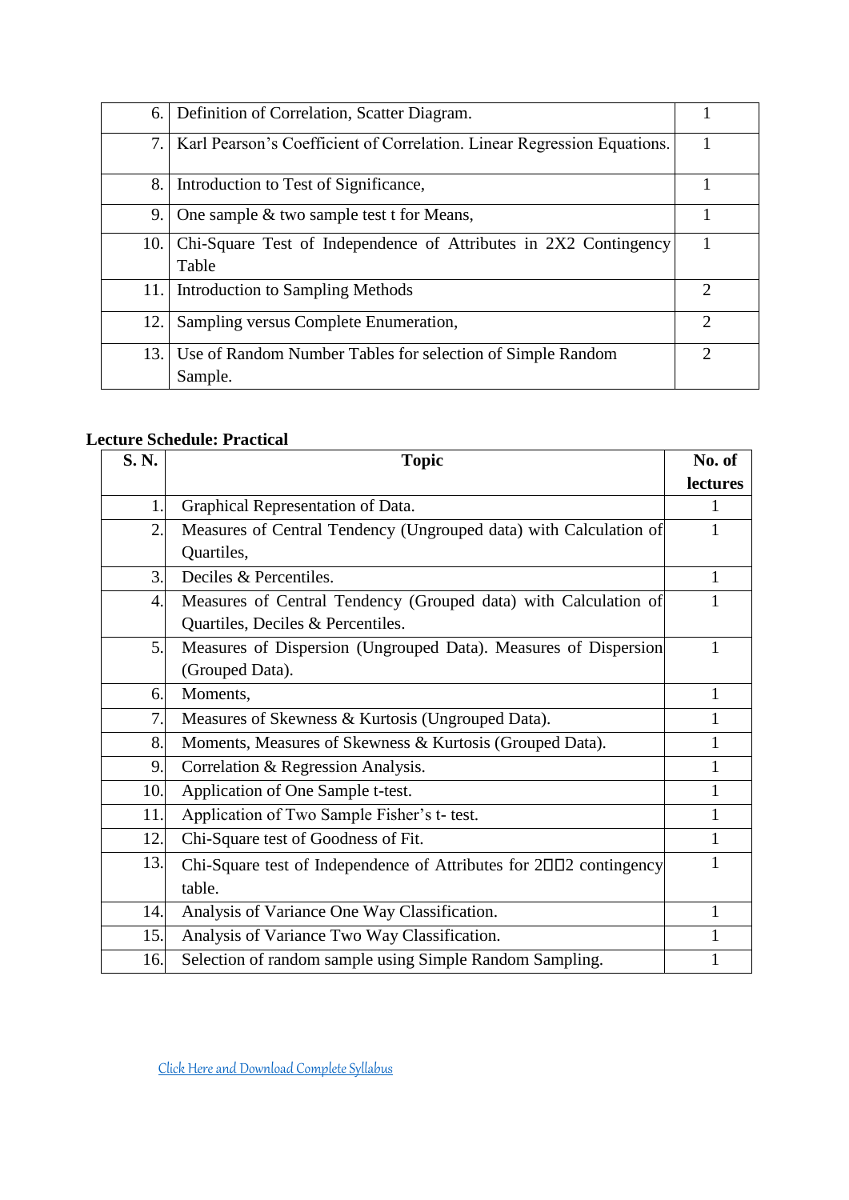| | | |
|---|---|---|
| 6. | Definition of Correlation, Scatter Diagram. | 1 |
| 7. | Karl Pearson's Coefficient of Correlation. Linear Regression Equations. | 1 |
| 8. | Introduction to Test of Significance, | 1 |
| 9. | One sample & two sample test t for Means, | 1 |
| 10. | Chi-Square Test of Independence of Attributes in 2X2 Contingency Table | 1 |
| 11. | Introduction to Sampling Methods | 2 |
| 12. | Sampling versus Complete Enumeration, | 2 |
| 13. | Use of Random Number Tables for selection of Simple Random Sample. | 2 |

**Lecture Schedule: Practical**

| S. N. | Topic | No. of lectures |
|---|---|---|
| 1. | Graphical Representation of Data. | 1 |
| 2. | Measures of Central Tendency (Ungrouped data) with Calculation of Quartiles, | 1 |
| 3. | Deciles & Percentiles. | 1 |
| 4. | Measures of Central Tendency (Grouped data) with Calculation of Quartiles, Deciles & Percentiles. | 1 |
| 5. | Measures of Dispersion (Ungrouped Data). Measures of Dispersion (Grouped Data). | 1 |
| 6. | Moments, | 1 |
| 7. | Measures of Skewness & Kurtosis (Ungrouped Data). | 1 |
| 8. | Moments, Measures of Skewness & Kurtosis (Grouped Data). | 1 |
| 9. | Correlation & Regression Analysis. | 1 |
| 10. | Application of One Sample t-test. | 1 |
| 11. | Application of Two Sample Fisher's t- test. | 1 |
| 12. | Chi-Square test of Goodness of Fit. | 1 |
| 13. | Chi-Square test of Independence of Attributes for 2□□2 contingency table. | 1 |
| 14. | Analysis of Variance One Way Classification. | 1 |
| 15. | Analysis of Variance Two Way Classification. | 1 |
| 16. | Selection of random sample using Simple Random Sampling. | 1 |

Click Here and Download Complete Syllabus